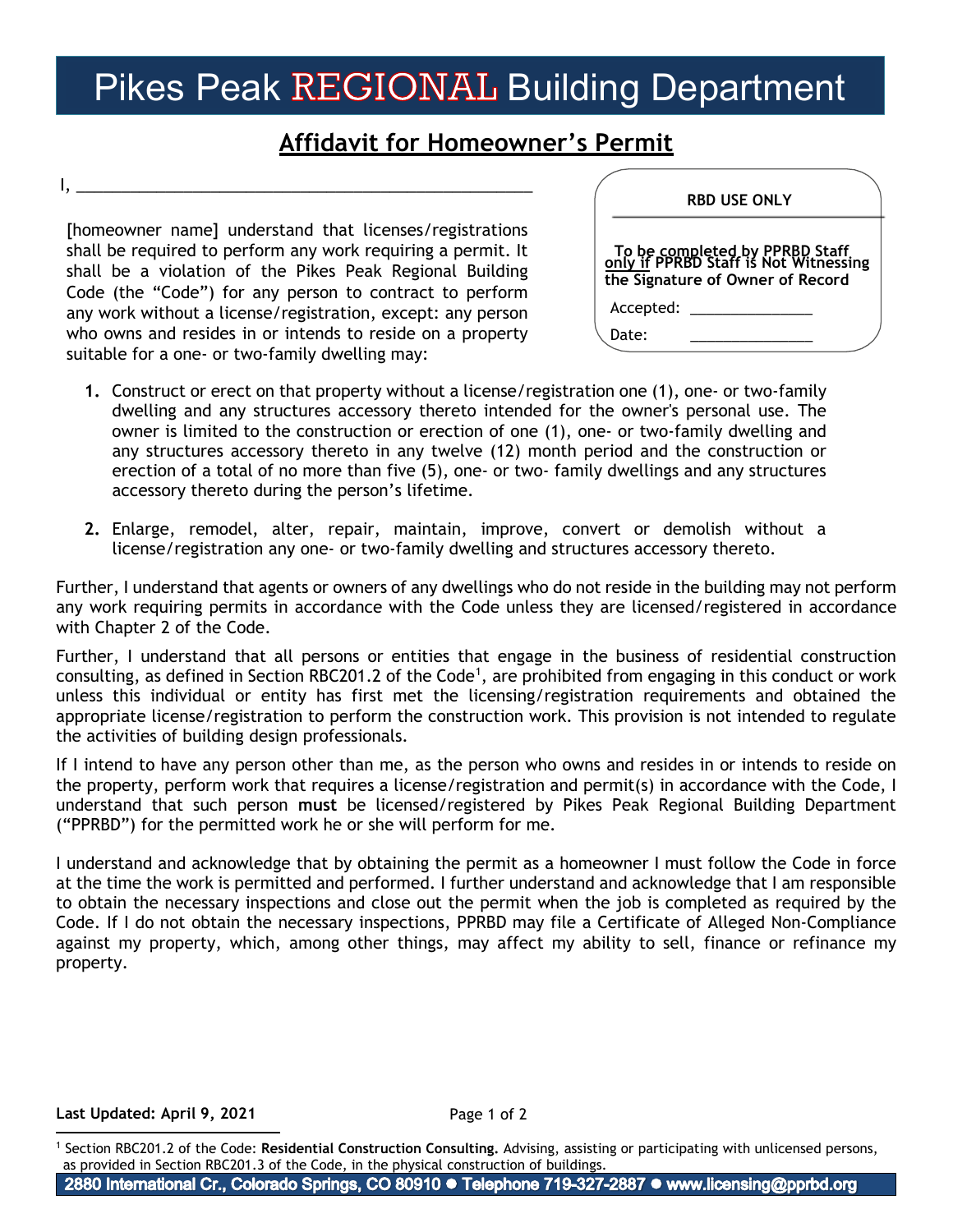# Pikes Peak REGIONAL Building Department

## Affidavit for Homeowner's Permit

| RBD USE ONLY |
| --- |
| To be completed by PPRBD Staff **only if** PPRBD Staff is Not Witnessing the Signature of Owner of Record |
| Accepted: _______________ |
| Date: _______________ |

I, ____________________________________________________

[homeowner name] understand that licenses/registrations shall be required to perform any work requiring a permit. It shall be a violation of the Pikes Peak Regional Building Code (the "Code") for any person to contract to perform any work without a license/registration, except: any person who owns and resides in or intends to reside on a property suitable for a one- or two-family dwelling may:

1. Construct or erect on that property without a license/registration one (1), one- or two-family dwelling and any structures accessory thereto intended for the owner's personal use. The owner is limited to the construction or erection of one (1), one- or two-family dwelling and any structures accessory thereto in any twelve (12) month period and the construction or erection of a total of no more than five (5), one- or two- family dwellings and any structures accessory thereto during the person's lifetime.

2. Enlarge, remodel, alter, repair, maintain, improve, convert or demolish without a license/registration any one- or two-family dwelling and structures accessory thereto.

Further, I understand that agents or owners of any dwellings who do not reside in the building may not perform any work requiring permits in accordance with the Code unless they are licensed/registered in accordance with Chapter 2 of the Code.

Further, I understand that all persons or entities that engage in the business of residential construction consulting, as defined in Section RBC201.2 of the Code[1], are prohibited from engaging in this conduct or work unless this individual or entity has first met the licensing/registration requirements and obtained the appropriate license/registration to perform the construction work. This provision is not intended to regulate the activities of building design professionals.

If I intend to have any person other than me, as the person who owns and resides in or intends to reside on the property, perform work that requires a license/registration and permit(s) in accordance with the Code, I understand that such person **must** be licensed/registered by Pikes Peak Regional Building Department ("PPRBD") for the permitted work he or she will perform for me.

I understand and acknowledge that by obtaining the permit as a homeowner I must follow the Code in force at the time the work is permitted and performed. I further understand and acknowledge that I am responsible to obtain the necessary inspections and close out the permit when the job is completed as required by the Code. If I do not obtain the necessary inspections, PPRBD may file a Certificate of Alleged Non-Compliance against my property, which, among other things, may affect my ability to sell, finance or refinance my property.

**Last Updated: April 9, 2021**

[1] Section RBC201.2 of the Code: **Residential Construction Consulting.** Advising, assisting or participating with unlicensed persons, as provided in Section RBC201.3 of the Code, in the physical construction of buildings.

**2880 International Cr., Colorado Springs, CO 80910 ● Telephone 719-327-2887 ● www.licensing@pprbd.org**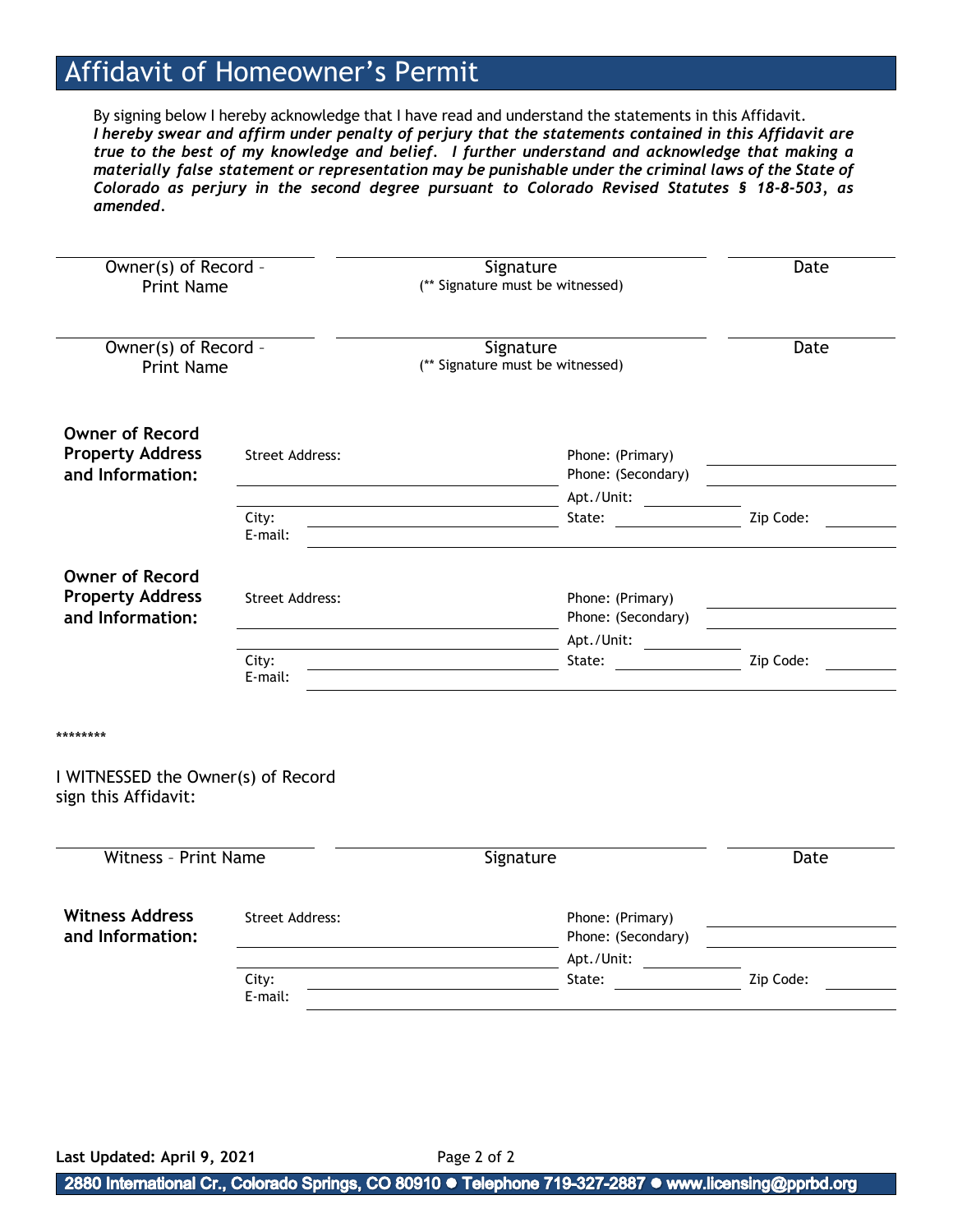# Affidavit of Homeowner's Permit

By signing below I hereby acknowledge that I have read and understand the statements in this Affidavit. ***I hereby swear and affirm under penalty of perjury that the statements contained in this Affidavit are true to the best of my knowledge and belief. I further understand and acknowledge that making a materially false statement or representation may be punishable under the criminal laws of the State of Colorado as perjury in the second degree pursuant to Colorado Revised Statutes § 18-8-503, as amended.***

| Owner(s) of Record – Print Name | Signature (** Signature must be witnessed) | Date |
|---|---|---|

| Owner(s) of Record – Print Name | Signature (** Signature must be witnessed) | Date |
|---|---|---|

**Owner of Record Property Address and Information:**

Street Address: ______________________

Phone: (Primary) ______________________

Phone: (Secondary) ______________________

Apt./Unit: __________

City: ______________________ State: __________ Zip Code: __________

E-mail: ______________________

**Owner of Record Property Address and Information:**

Street Address: ______________________

Phone: (Primary) ______________________

Phone: (Secondary) ______________________

Apt./Unit: __________

City: ______________________ State: __________ Zip Code: __________

E-mail: ______________________

********

I WITNESSED the Owner(s) of Record sign this Affidavit:

| Witness – Print Name | Signature | Date |
|---|---|---|

**Witness Address and Information:**

Street Address: ______________________

Phone: (Primary) ______________________

Phone: (Secondary) ______________________

Apt./Unit: __________

City: ______________________ State: __________ Zip Code: __________

E-mail: ______________________

**Last Updated: April 9, 2021**

**2880 International Cr., Colorado Springs, CO 80910 ● Telephone 719-327-2887 ● www.licensing@pprbd.org**